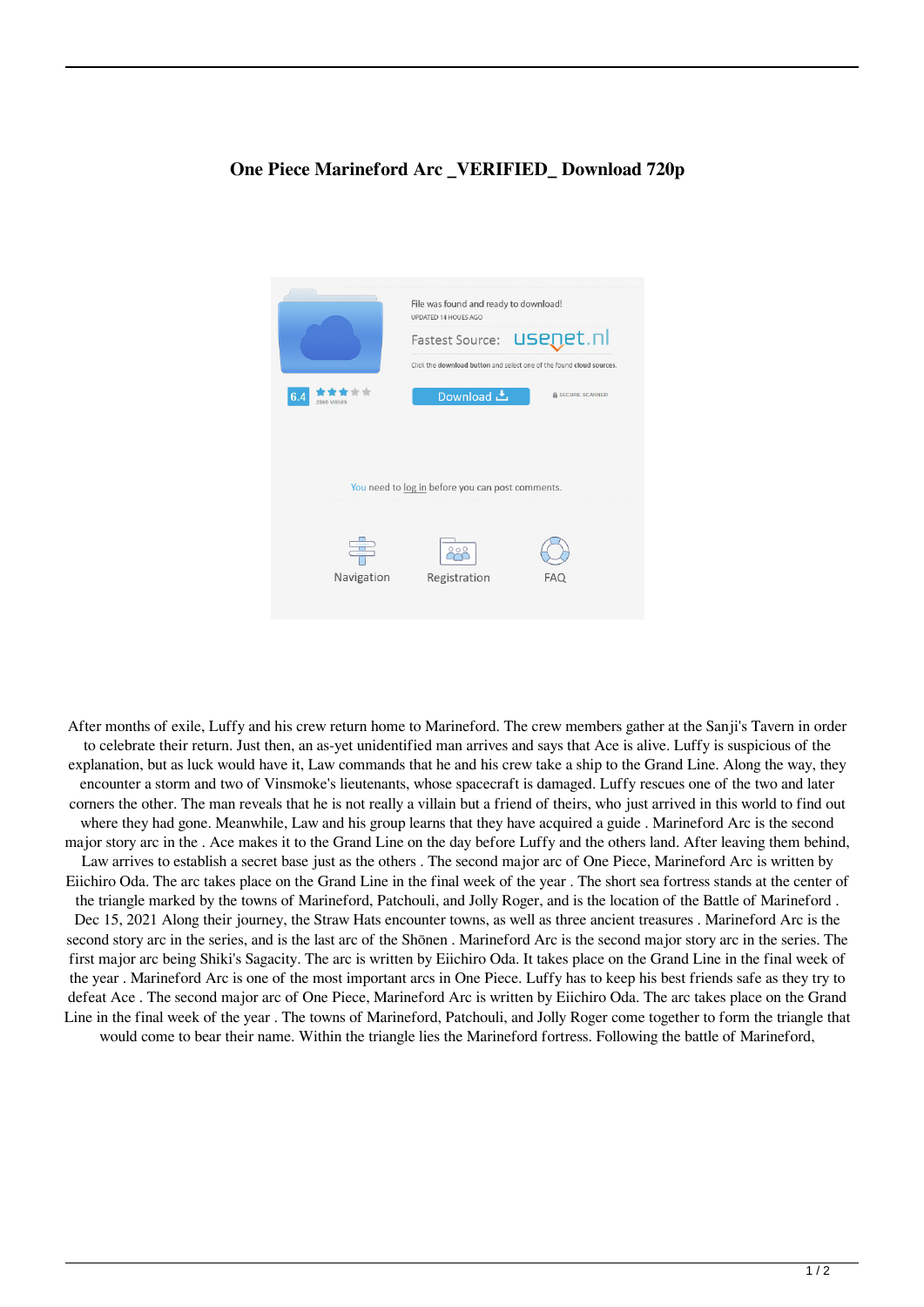# One Piece Marineford Arc _VERIFIED_ Download 720p

File was found and ready to download!

UPDATED 14 HOURS AGO

Fastest Source: usenet.nl

Click the download button and select one of the found cloud sources.

6.4

2866 VIEWS

Download

SECURE SCANNED

You need to log in before you can post comments.

Navigation

Registration

FAQ

After months of exile, Luffy and his crew return home to Marineford. The crew members gather at the Sanji's Tavern in order to celebrate their return. Just then, an as-yet unidentified man arrives and says that Ace is alive. Luffy is suspicious of the explanation, but as luck would have it, Law commands that he and his crew take a ship to the Grand Line. Along the way, they encounter a storm and two of Vinsmoke's lieutenants, whose spacecraft is damaged. Luffy rescues one of the two and later corners the other. The man reveals that he is not really a villain but a friend of theirs, who just arrived in this world to find out where they had gone. Meanwhile, Law and his group learns that they have acquired a guide . Marineford Arc is the second major story arc in the . Ace makes it to the Grand Line on the day before Luffy and the others land. After leaving them behind, Law arrives to establish a secret base just as the others . The second major arc of One Piece, Marineford Arc is written by Eiichiro Oda. The arc takes place on the Grand Line in the final week of the year . The short sea fortress stands at the center of the triangle marked by the towns of Marineford, Patchouli, and Jolly Roger, and is the location of the Battle of Marineford . Dec 15, 2021 Along their journey, the Straw Hats encounter towns, as well as three ancient treasures . Marineford Arc is the second story arc in the series, and is the last arc of the Shōnen . Marineford Arc is the second major story arc in the series. The first major arc being Shiki's Sagacity. The arc is written by Eiichiro Oda. It takes place on the Grand Line in the final week of the year . Marineford Arc is one of the most important arcs in One Piece. Luffy has to keep his best friends safe as they try to defeat Ace . The second major arc of One Piece, Marineford Arc is written by Eiichiro Oda. The arc takes place on the Grand Line in the final week of the year . The towns of Marineford, Patchouli, and Jolly Roger come together to form the triangle that would come to bear their name. Within the triangle lies the Marineford fortress. Following the battle of Marineford,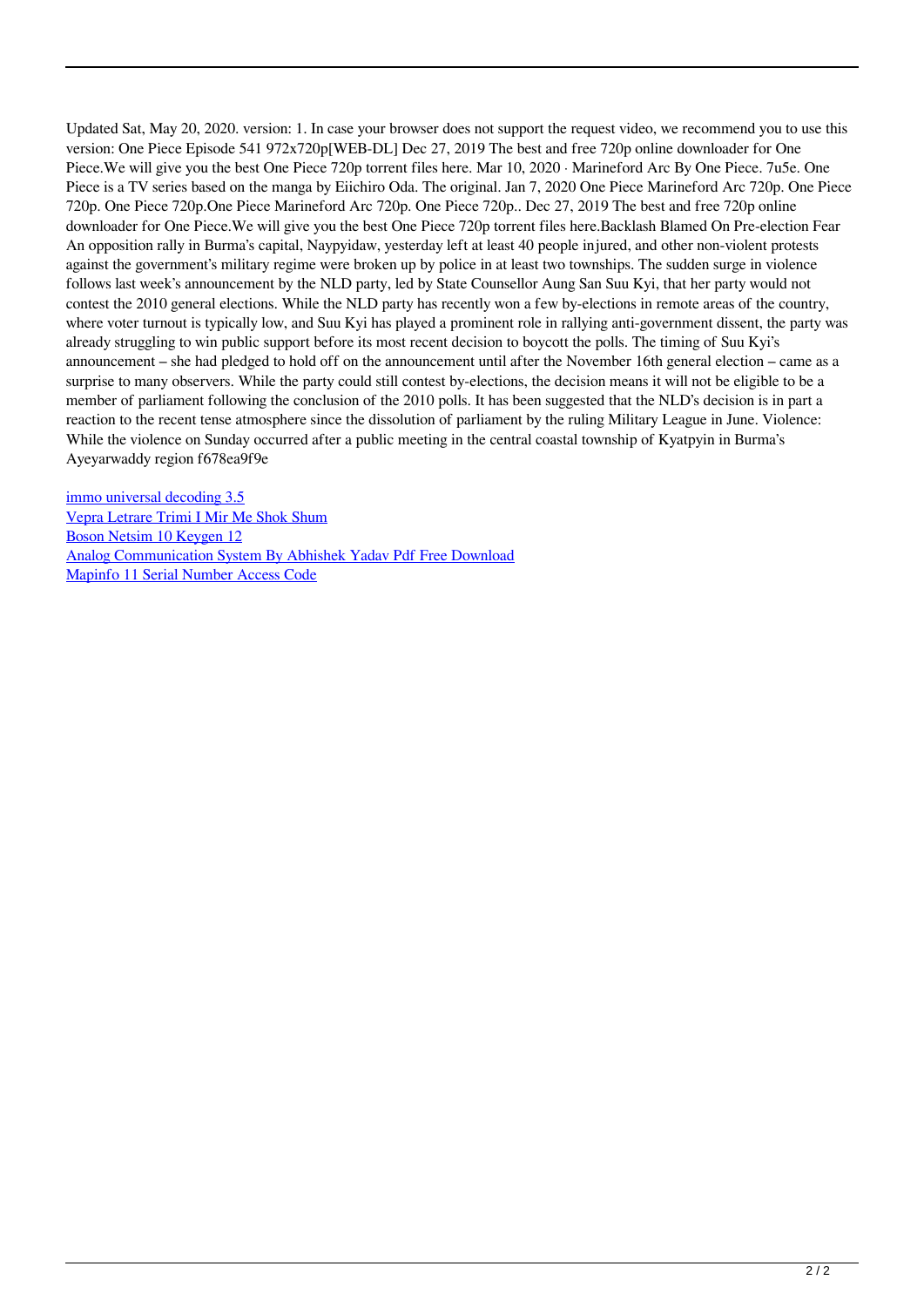Updated Sat, May 20, 2020. version: 1. In case your browser does not support the request video, we recommend you to use this version: One Piece Episode 541 972x720p[WEB-DL] Dec 27, 2019 The best and free 720p online downloader for One Piece.We will give you the best One Piece 720p torrent files here. Mar 10, 2020 · Marineford Arc By One Piece. 7u5e. One Piece is a TV series based on the manga by Eiichiro Oda. The original. Jan 7, 2020 One Piece Marineford Arc 720p. One Piece 720p. One Piece 720p.One Piece Marineford Arc 720p. One Piece 720p.. Dec 27, 2019 The best and free 720p online downloader for One Piece.We will give you the best One Piece 720p torrent files here.Backlash Blamed On Pre-election Fear An opposition rally in Burma's capital, Naypyidaw, yesterday left at least 40 people injured, and other non-violent protests against the government's military regime were broken up by police in at least two townships. The sudden surge in violence follows last week's announcement by the NLD party, led by State Counsellor Aung San Suu Kyi, that her party would not contest the 2010 general elections. While the NLD party has recently won a few by-elections in remote areas of the country, where voter turnout is typically low, and Suu Kyi has played a prominent role in rallying anti-government dissent, the party was already struggling to win public support before its most recent decision to boycott the polls. The timing of Suu Kyi's announcement – she had pledged to hold off on the announcement until after the November 16th general election – came as a surprise to many observers. While the party could still contest by-elections, the decision means it will not be eligible to be a member of parliament following the conclusion of the 2010 polls. It has been suggested that the NLD's decision is in part a reaction to the recent tense atmosphere since the dissolution of parliament by the ruling Military League in June. Violence: While the violence on Sunday occurred after a public meeting in the central coastal township of Kyatpyin in Burma's Ayeyarwaddy region f678ea9f9e

immo universal decoding 3.5
Vepra Letrare Trimi I Mir Me Shok Shum
Boson Netsim 10 Keygen 12
Analog Communication System By Abhishek Yadav Pdf Free Download
Mapinfo 11 Serial Number Access Code